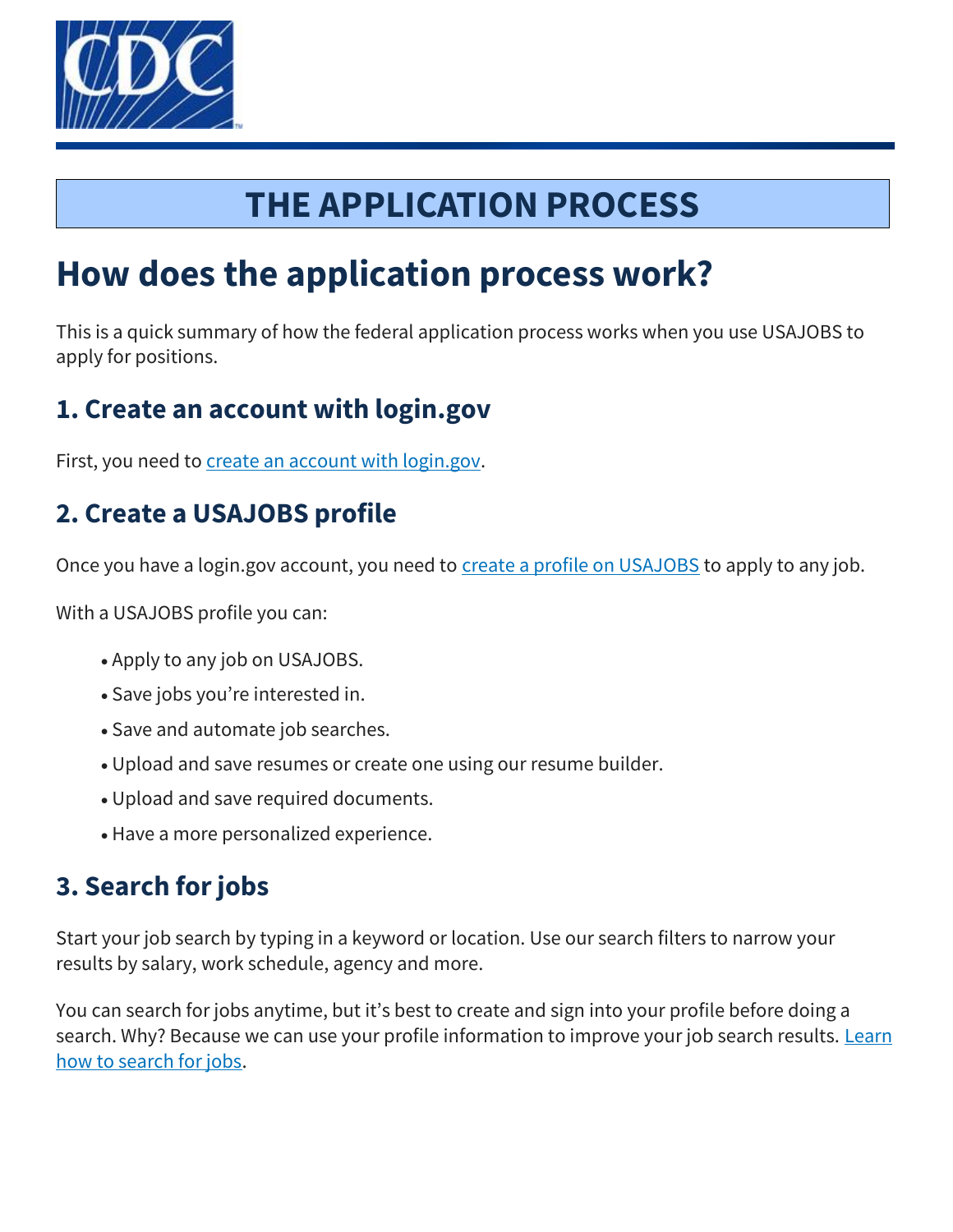# THE APPLICATION PROCESS

## How does the application process work?

This is a quick summary of how the federal application process works when you use USAJOBS to apply for positions.

### 1. Create an account with login.gov

First, you need to create an account with login.gov.

### 2. Create a USAJOBS profile

Once you have a login.gov account, you need to create a profile on USAJOBS to apply to any job.

With a USAJOBS profile you can:

- Apply to any job on USAJOBS.
- Save jobs you're interested in.
- Save and automate job searches.
- Upload and save resumes or create one using our resume builder.
- Upload and save required documents.
- Have a more personalized experience.

### 3. Search for jobs

Start your job search by typing in a keyword or location. Use our search filters to narrow your results by salary, work schedule, agency and more.

You can search for jobs anytime, but it's best to create and sign into your profile before doing a search. Why? Because we can use your profile information to improve your job search results. Learn how to search for jobs.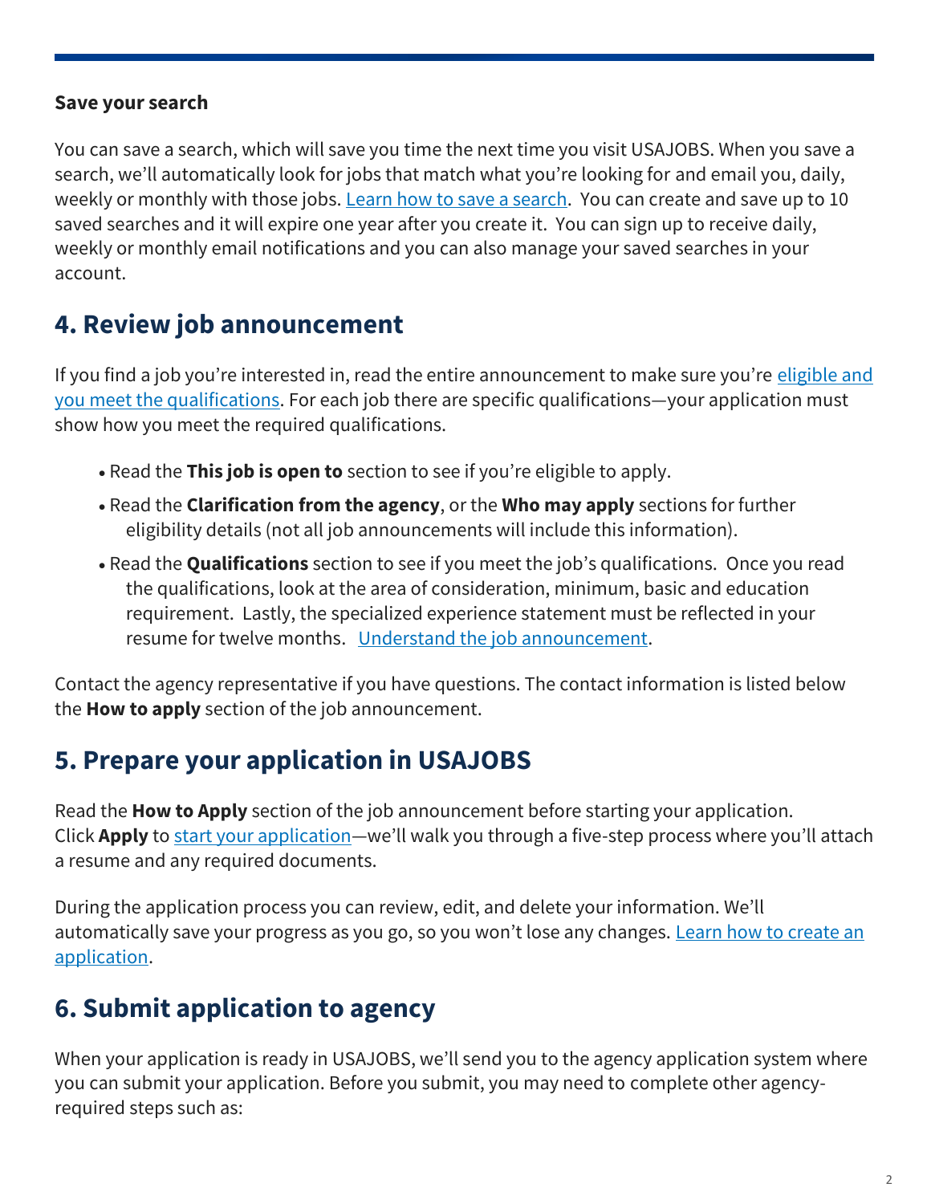**Save your search**

You can save a search, which will save you time the next time you visit USAJOBS. When you save a search, we'll automatically look for jobs that match what you're looking for and email you, daily, weekly or monthly with those jobs. [Learn how to save a search](). You can create and save up to 10 saved searches and it will expire one year after you create it. You can sign up to receive daily, weekly or monthly email notifications and you can also manage your saved searches in your account.

## 4. Review job announcement

If you find a job you're interested in, read the entire announcement to make sure you're [eligible and you meet the qualifications](). For each job there are specific qualifications—your application must show how you meet the required qualifications.

- Read the **This job is open to** section to see if you're eligible to apply.
- Read the **Clarification from the agency**, or the **Who may apply** sections for further eligibility details (not all job announcements will include this information).
- Read the **Qualifications** section to see if you meet the job's qualifications. Once you read the qualifications, look at the area of consideration, minimum, basic and education requirement. Lastly, the specialized experience statement must be reflected in your resume for twelve months. [Understand the job announcement]().

Contact the agency representative if you have questions. The contact information is listed below the **How to apply** section of the job announcement.

## 5. Prepare your application in USAJOBS

Read the **How to Apply** section of the job announcement before starting your application. Click **Apply** to [start your application]()—we'll walk you through a five-step process where you'll attach a resume and any required documents.

During the application process you can review, edit, and delete your information. We'll automatically save your progress as you go, so you won't lose any changes. [Learn how to create an application]().

## 6. Submit application to agency

When your application is ready in USAJOBS, we'll send you to the agency application system where you can submit your application. Before you submit, you may need to complete other agency-required steps such as: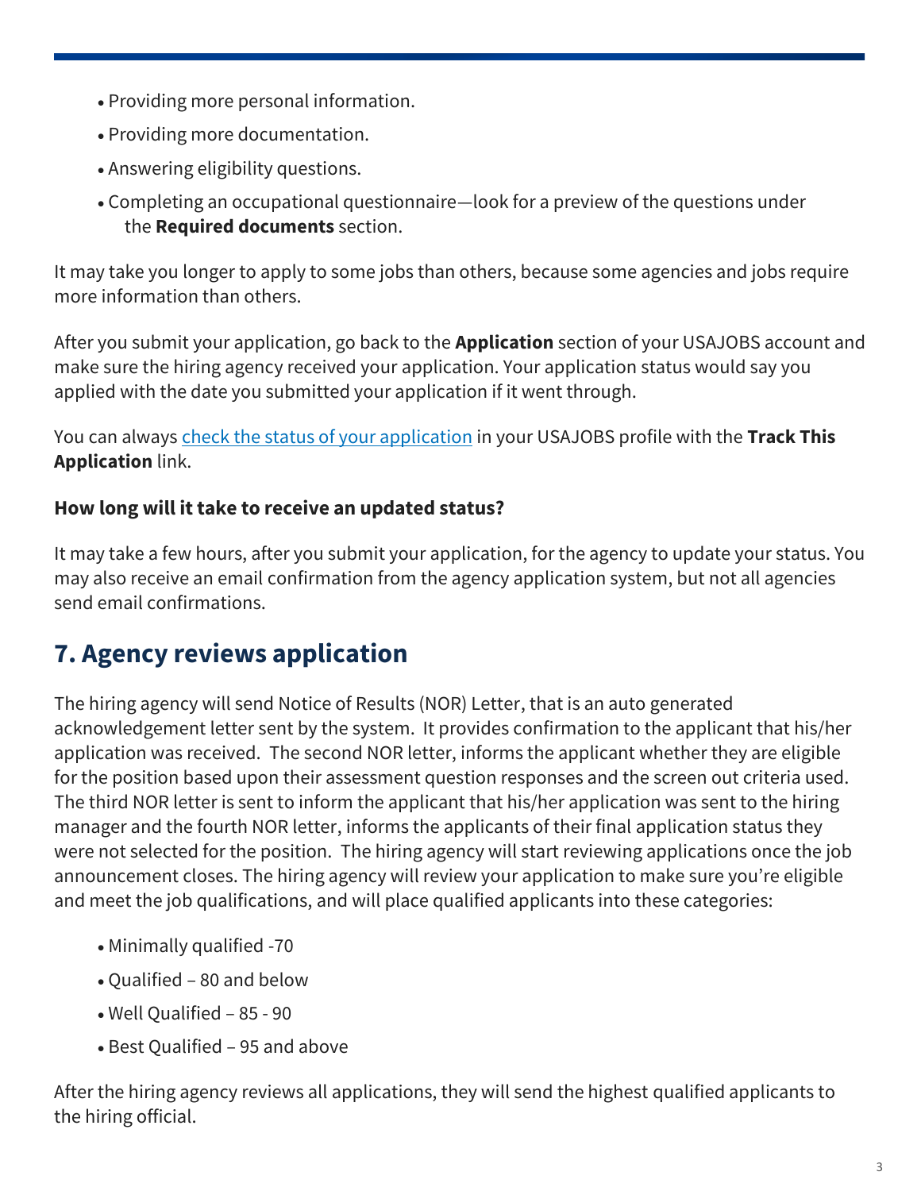- Providing more personal information.
- Providing more documentation.
- Answering eligibility questions.
- Completing an occupational questionnaire—look for a preview of the questions under the **Required documents** section.

It may take you longer to apply to some jobs than others, because some agencies and jobs require more information than others.

After you submit your application, go back to the **Application** section of your USAJOBS account and make sure the hiring agency received your application. Your application status would say you applied with the date you submitted your application if it went through.

You can always check the status of your application in your USAJOBS profile with the **Track This Application** link.

**How long will it take to receive an updated status?**

It may take a few hours, after you submit your application, for the agency to update your status. You may also receive an email confirmation from the agency application system, but not all agencies send email confirmations.

## 7. Agency reviews application

The hiring agency will send Notice of Results (NOR) Letter, that is an auto generated acknowledgement letter sent by the system. It provides confirmation to the applicant that his/her application was received. The second NOR letter, informs the applicant whether they are eligible for the position based upon their assessment question responses and the screen out criteria used. The third NOR letter is sent to inform the applicant that his/her application was sent to the hiring manager and the fourth NOR letter, informs the applicants of their final application status they were not selected for the position. The hiring agency will start reviewing applications once the job announcement closes. The hiring agency will review your application to make sure you're eligible and meet the job qualifications, and will place qualified applicants into these categories:

- Minimally qualified -70
- Qualified – 80 and below
- Well Qualified – 85 - 90
- Best Qualified – 95 and above

After the hiring agency reviews all applications, they will send the highest qualified applicants to the hiring official.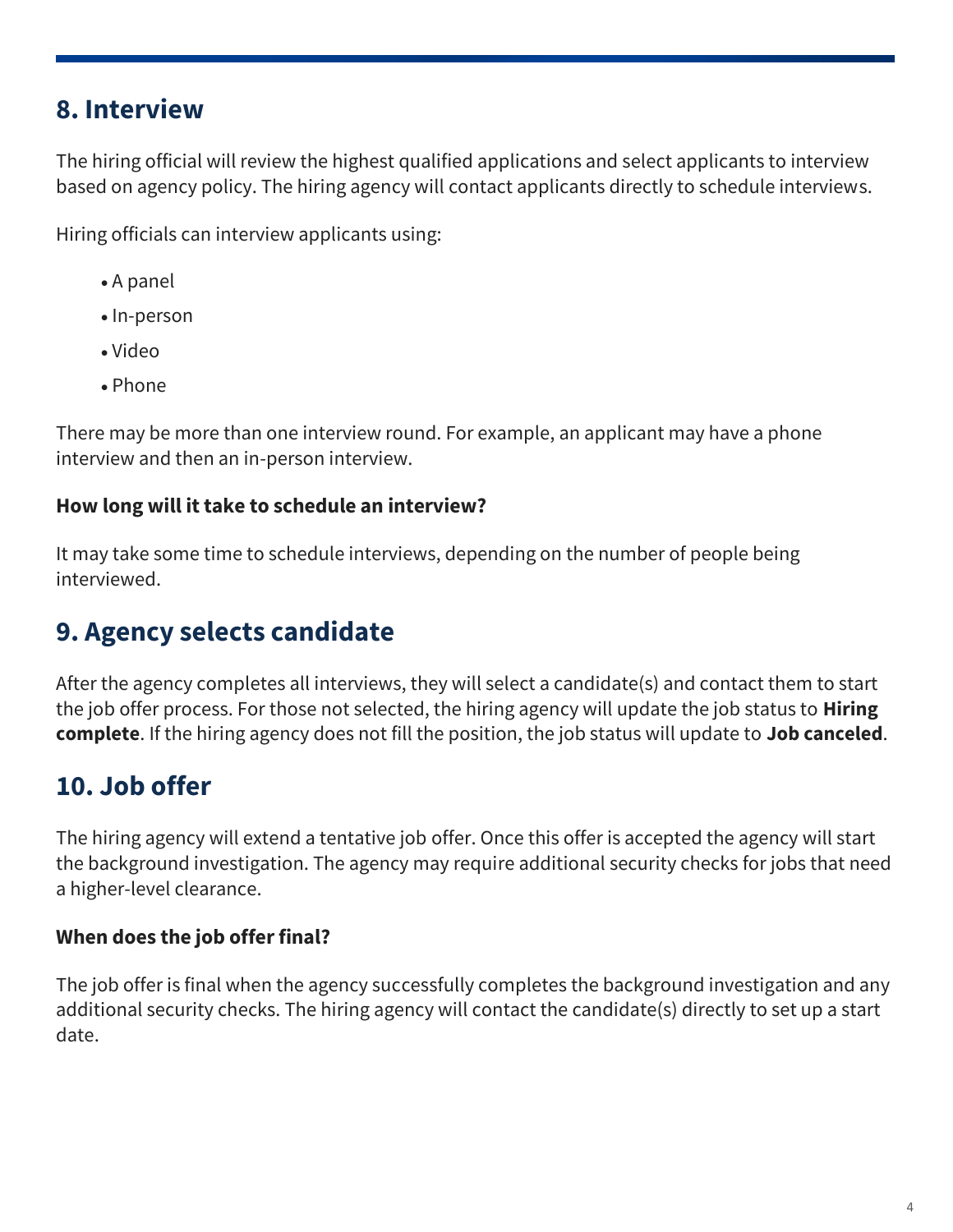## 8. Interview

The hiring official will review the highest qualified applications and select applicants to interview based on agency policy. The hiring agency will contact applicants directly to schedule interviews.

Hiring officials can interview applicants using:

- A panel
- In-person
- Video
- Phone

There may be more than one interview round. For example, an applicant may have a phone interview and then an in-person interview.

### How long will it take to schedule an interview?

It may take some time to schedule interviews, depending on the number of people being interviewed.

## 9. Agency selects candidate

After the agency completes all interviews, they will select a candidate(s) and contact them to start the job offer process. For those not selected, the hiring agency will update the job status to **Hiring complete**. If the hiring agency does not fill the position, the job status will update to **Job canceled**.

## 10. Job offer

The hiring agency will extend a tentative job offer. Once this offer is accepted the agency will start the background investigation. The agency may require additional security checks for jobs that need a higher-level clearance.

### When does the job offer final?

The job offer is final when the agency successfully completes the background investigation and any additional security checks. The hiring agency will contact the candidate(s) directly to set up a start date.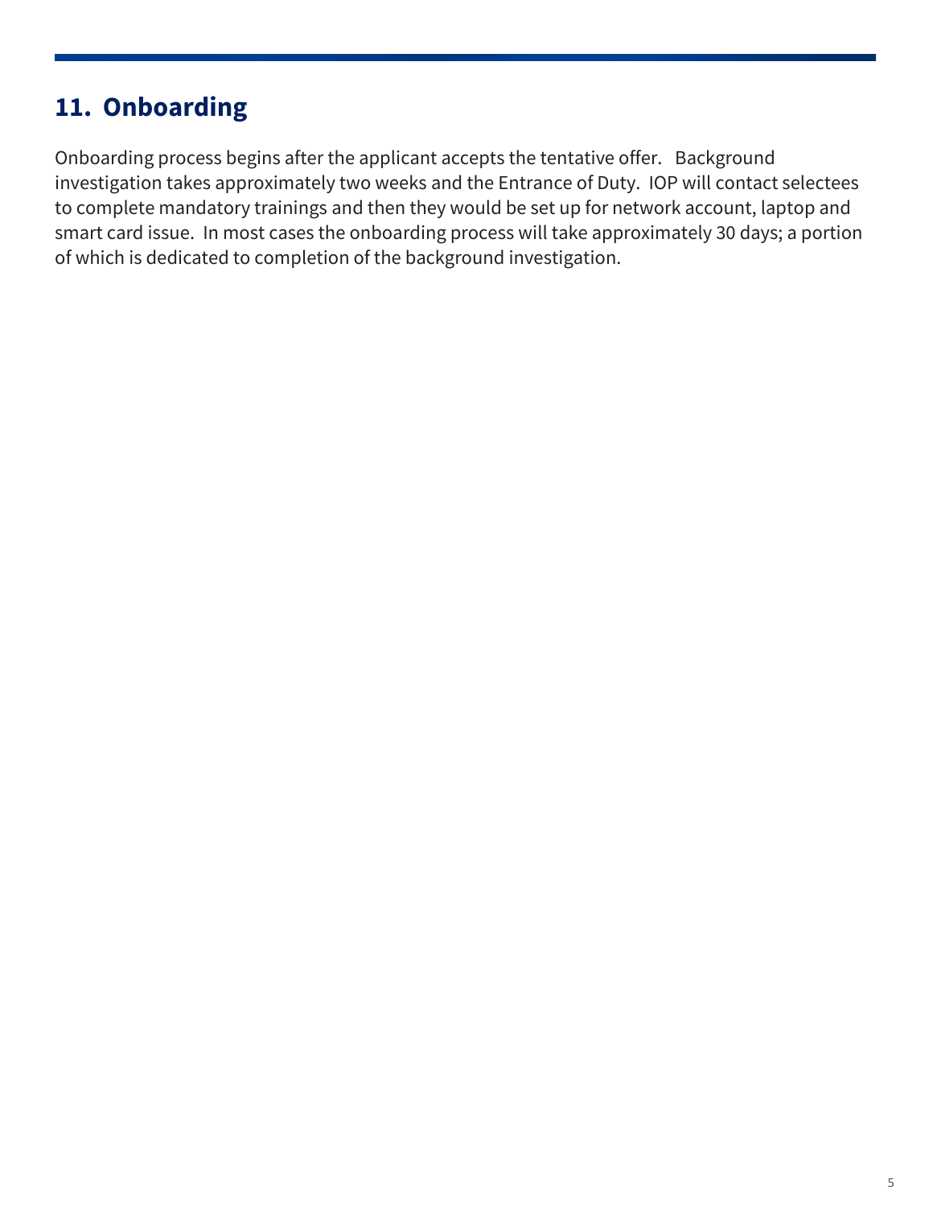## 11. Onboarding

Onboarding process begins after the applicant accepts the tentative offer. Background investigation takes approximately two weeks and the Entrance of Duty. IOP will contact selectees to complete mandatory trainings and then they would be set up for network account, laptop and smart card issue. In most cases the onboarding process will take approximately 30 days; a portion of which is dedicated to completion of the background investigation.